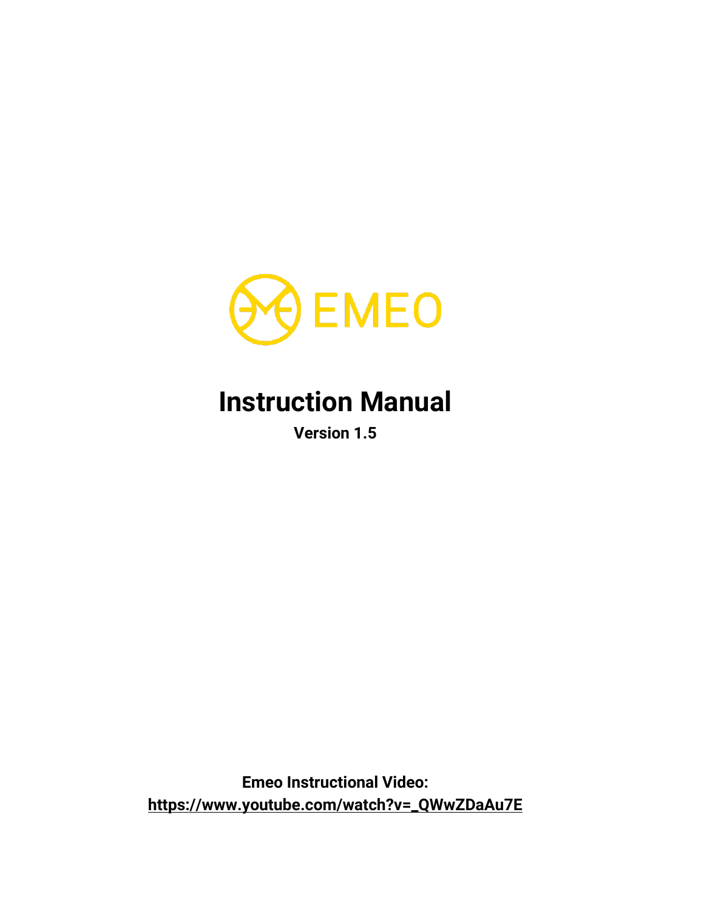EMEO

# Instruction Manual

**Version 1.5**

**Emeo Instructional Video:**
**https://www.youtube.com/watch?v=_QWwZDaAu7E**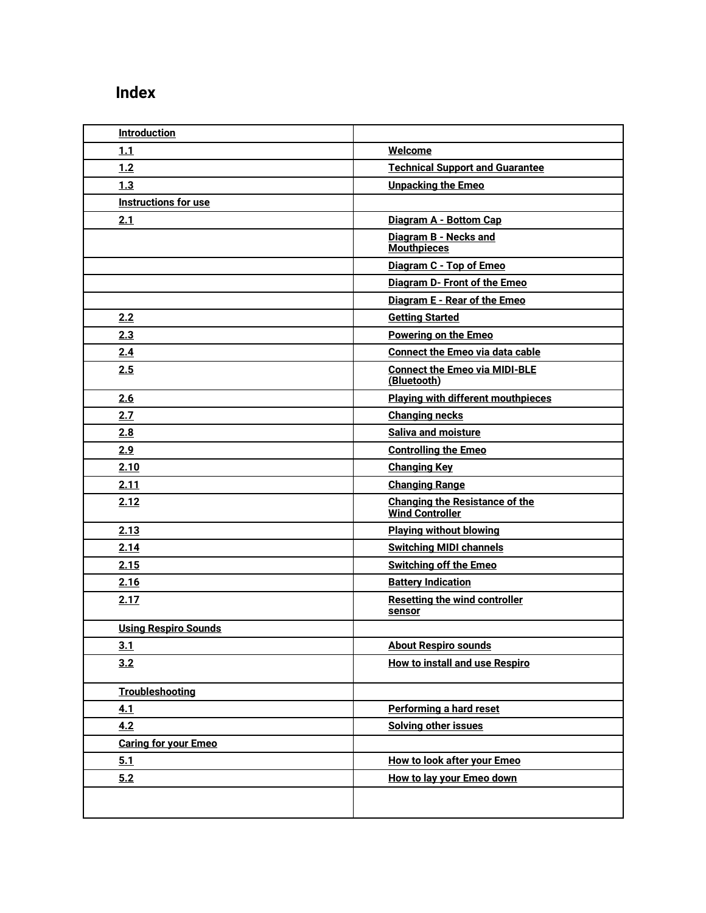# Index

| Introduction | |
|---|---|
| 1.1 | Welcome |
| 1.2 | Technical Support and Guarantee |
| 1.3 | Unpacking the Emeo |
| Instructions for use | |
| 2.1 | Diagram A - Bottom Cap |
| | Diagram B - Necks and Mouthpieces |
| | Diagram C - Top of Emeo |
| | Diagram D- Front of the Emeo |
| | Diagram E - Rear of the Emeo |
| 2.2 | Getting Started |
| 2.3 | Powering on the Emeo |
| 2.4 | Connect the Emeo via data cable |
| 2.5 | Connect the Emeo via MIDI-BLE (Bluetooth) |
| 2.6 | Playing with different mouthpieces |
| 2.7 | Changing necks |
| 2.8 | Saliva and moisture |
| 2.9 | Controlling the Emeo |
| 2.10 | Changing Key |
| 2.11 | Changing Range |
| 2.12 | Changing the Resistance of the Wind Controller |
| 2.13 | Playing without blowing |
| 2.14 | Switching MIDI channels |
| 2.15 | Switching off the Emeo |
| 2.16 | Battery Indication |
| 2.17 | Resetting the wind controller sensor |
| Using Respiro Sounds | |
| 3.1 | About Respiro sounds |
| 3.2 | How to install and use Respiro |
| Troubleshooting | |
| 4.1 | Performing a hard reset |
| 4.2 | Solving other issues |
| Caring for your Emeo | |
| 5.1 | How to look after your Emeo |
| 5.2 | How to lay your Emeo down |
| | |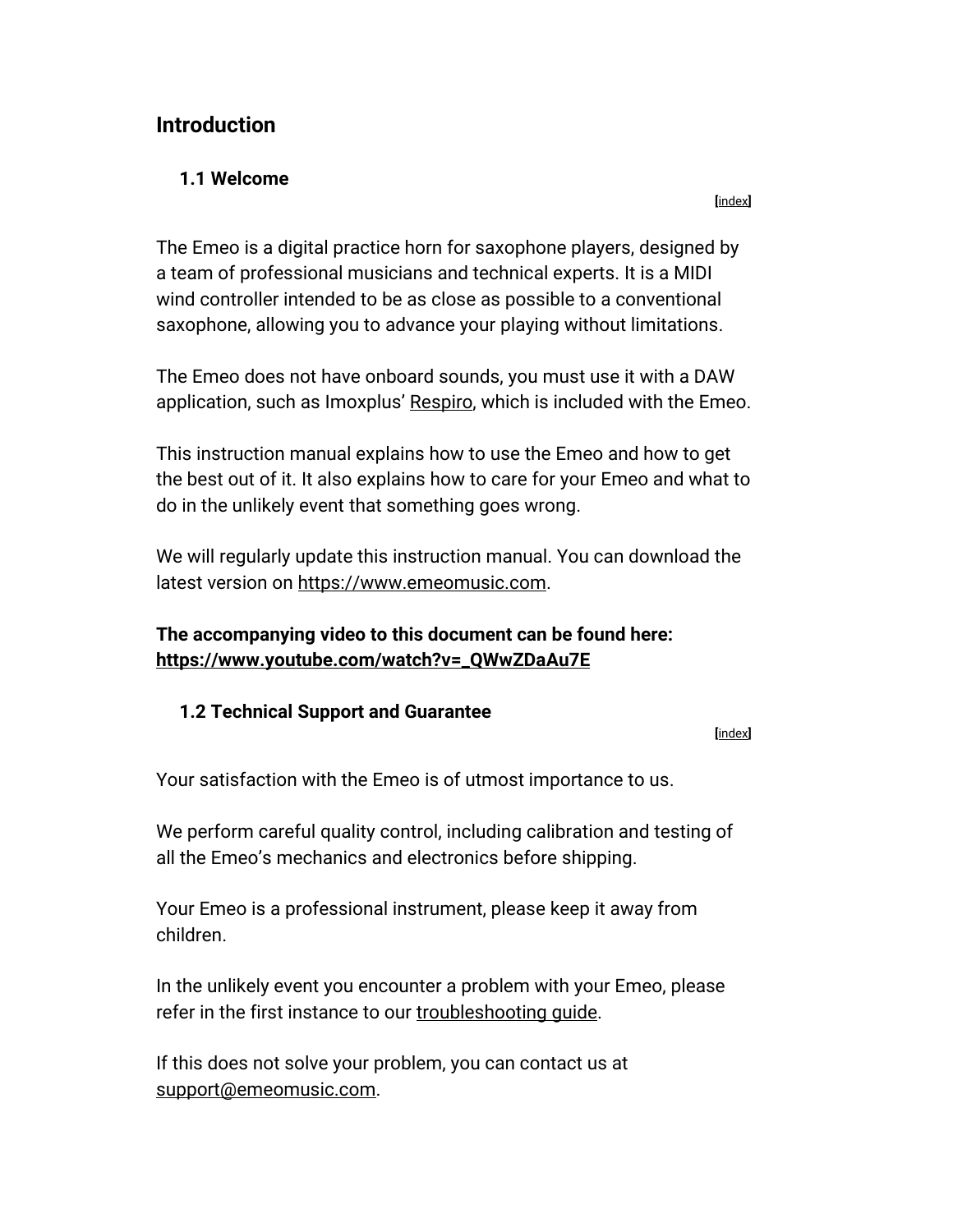# Introduction

## 1.1 Welcome

[index]

The Emeo is a digital practice horn for saxophone players, designed by a team of professional musicians and technical experts. It is a MIDI wind controller intended to be as close as possible to a conventional saxophone, allowing you to advance your playing without limitations.

The Emeo does not have onboard sounds, you must use it with a DAW application, such as Imoxplus' Respiro, which is included with the Emeo.

This instruction manual explains how to use the Emeo and how to get the best out of it. It also explains how to care for your Emeo and what to do in the unlikely event that something goes wrong.

We will regularly update this instruction manual. You can download the latest version on https://www.emeomusic.com.

**The accompanying video to this document can be found here: https://www.youtube.com/watch?v=_QWwZDaAu7E**

## 1.2 Technical Support and Guarantee

[index]

Your satisfaction with the Emeo is of utmost importance to us.

We perform careful quality control, including calibration and testing of all the Emeo's mechanics and electronics before shipping.

Your Emeo is a professional instrument, please keep it away from children.

In the unlikely event you encounter a problem with your Emeo, please refer in the first instance to our troubleshooting guide.

If this does not solve your problem, you can contact us at support@emeomusic.com.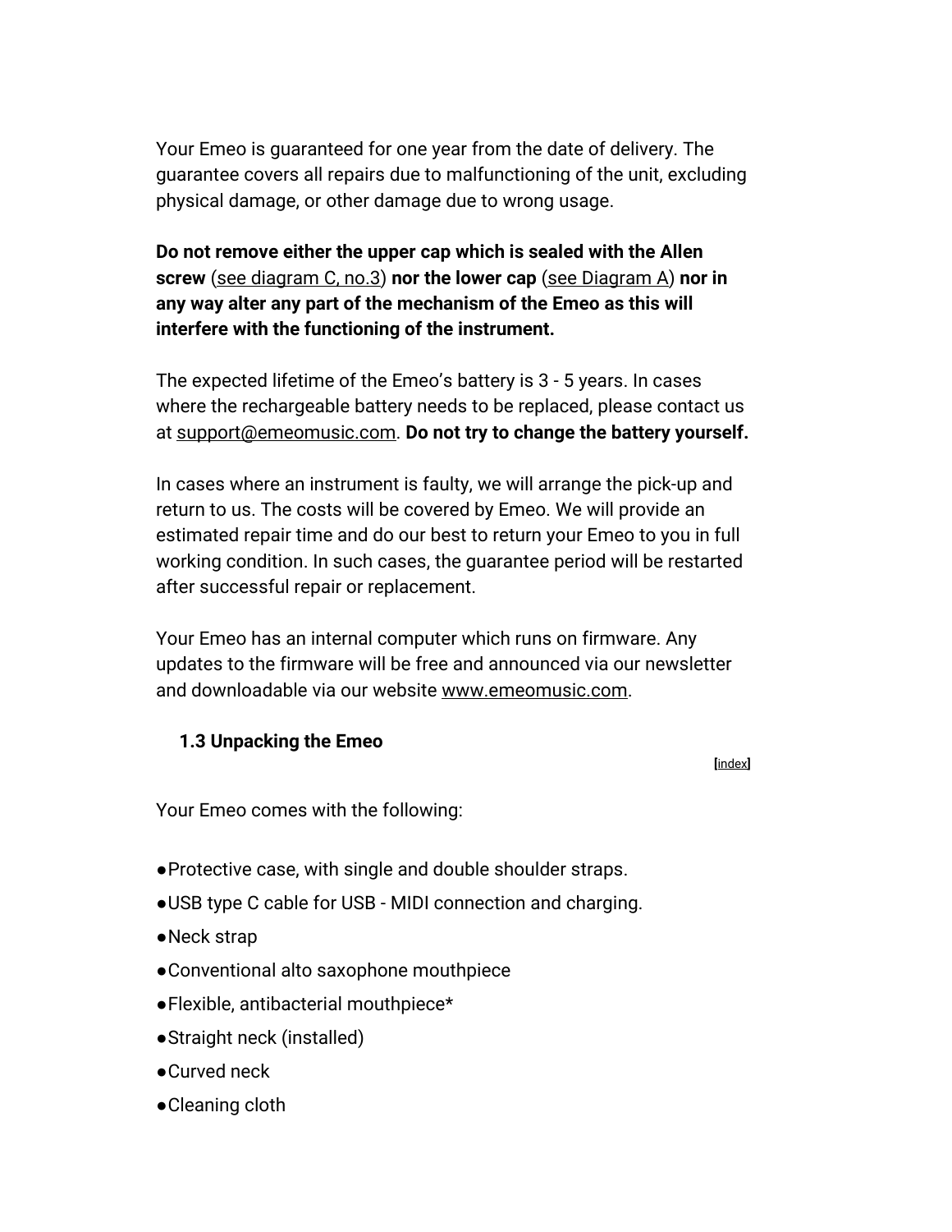Your Emeo is guaranteed for one year from the date of delivery. The guarantee covers all repairs due to malfunctioning of the unit, excluding physical damage, or other damage due to wrong usage.

**Do not remove either the upper cap which is sealed with the Allen screw** (see diagram C, no.3) **nor the lower cap** (see Diagram A) **nor in any way alter any part of the mechanism of the Emeo as this will interfere with the functioning of the instrument.**

The expected lifetime of the Emeo's battery is 3 - 5 years. In cases where the rechargeable battery needs to be replaced, please contact us at support@emeomusic.com. **Do not try to change the battery yourself.**

In cases where an instrument is faulty, we will arrange the pick-up and return to us. The costs will be covered by Emeo. We will provide an estimated repair time and do our best to return your Emeo to you in full working condition. In such cases, the guarantee period will be restarted after successful repair or replacement.

Your Emeo has an internal computer which runs on firmware. Any updates to the firmware will be free and announced via our newsletter and downloadable via our website www.emeomusic.com.

### 1.3 Unpacking the Emeo

[index]

Your Emeo comes with the following:

- Protective case, with single and double shoulder straps.
- USB type C cable for USB - MIDI connection and charging.
- Neck strap
- Conventional alto saxophone mouthpiece
- Flexible, antibacterial mouthpiece*
- Straight neck (installed)
- Curved neck
- Cleaning cloth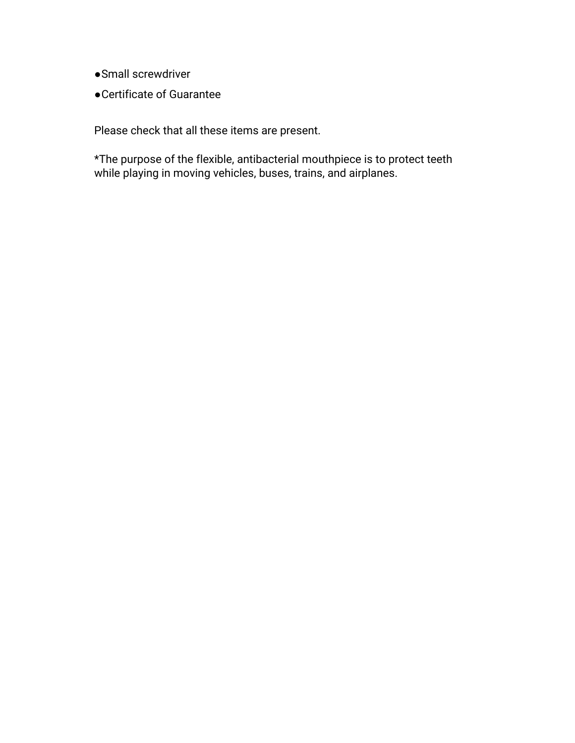- Small screwdriver
- Certificate of Guarantee

Please check that all these items are present.

*The purpose of the flexible, antibacterial mouthpiece is to protect teeth while playing in moving vehicles, buses, trains, and airplanes.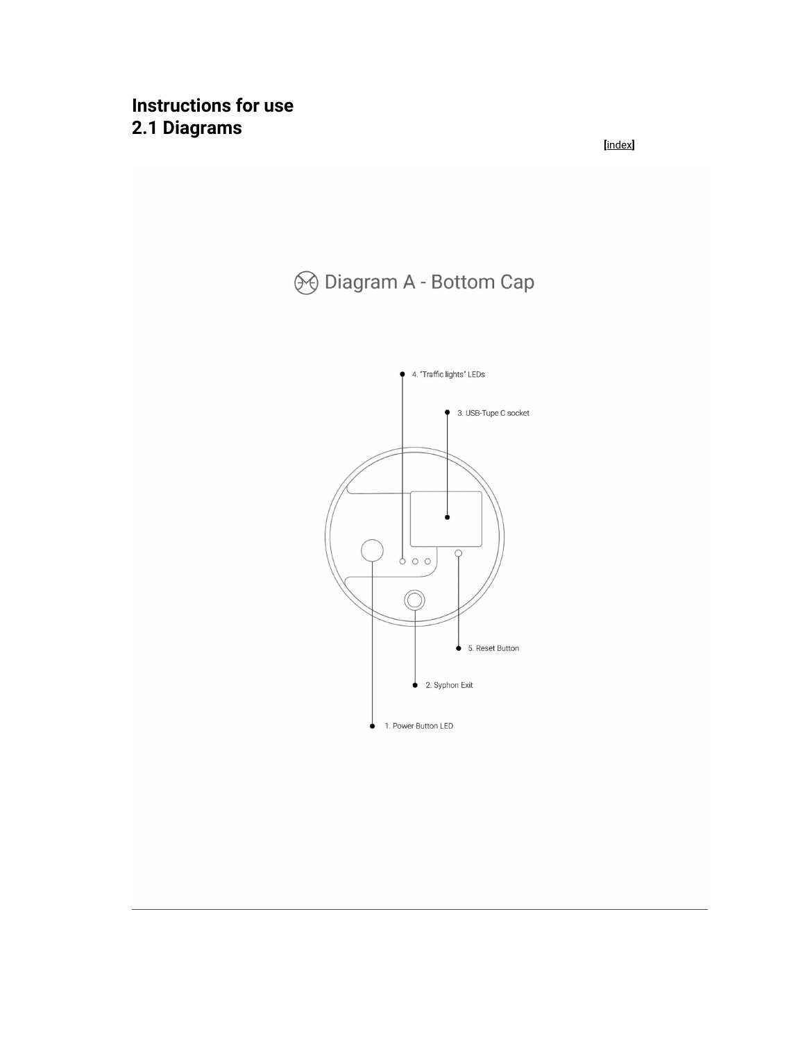# Instructions for use

## 2.1 Diagrams

[index]

Diagram A - Bottom Cap

4. "Traffic lights" LEDs
3. USB-Tupe C socket
5. Reset Button
2. Syphon Exit
1. Power Button LED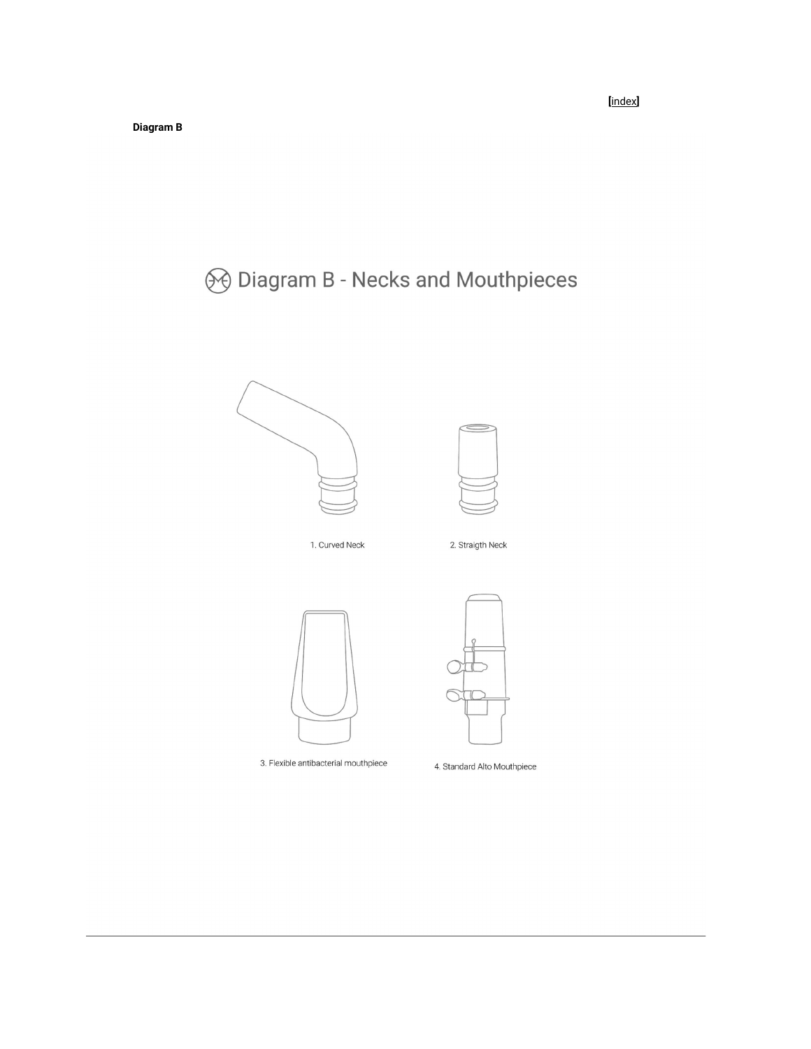[index]

**Diagram B**

## Diagram B - Necks and Mouthpieces

1. Curved Neck

2. Straigth Neck

3. Flexible antibacterial mouthpiece

4. Standard Alto Mouthpiece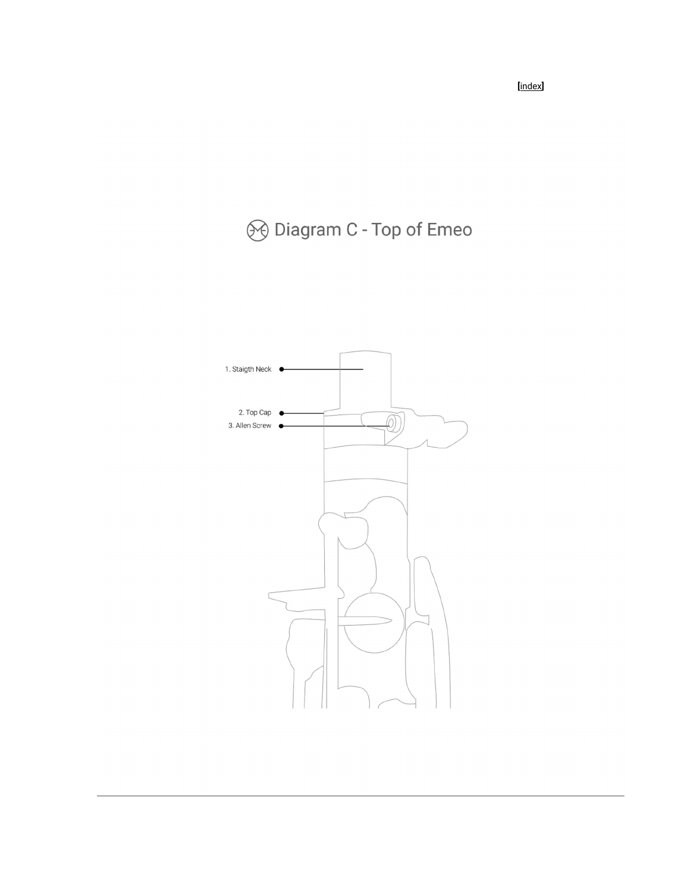[index]

## Diagram C - Top of Emeo

1. Staigth Neck
2. Top Cap
3. Allen Screw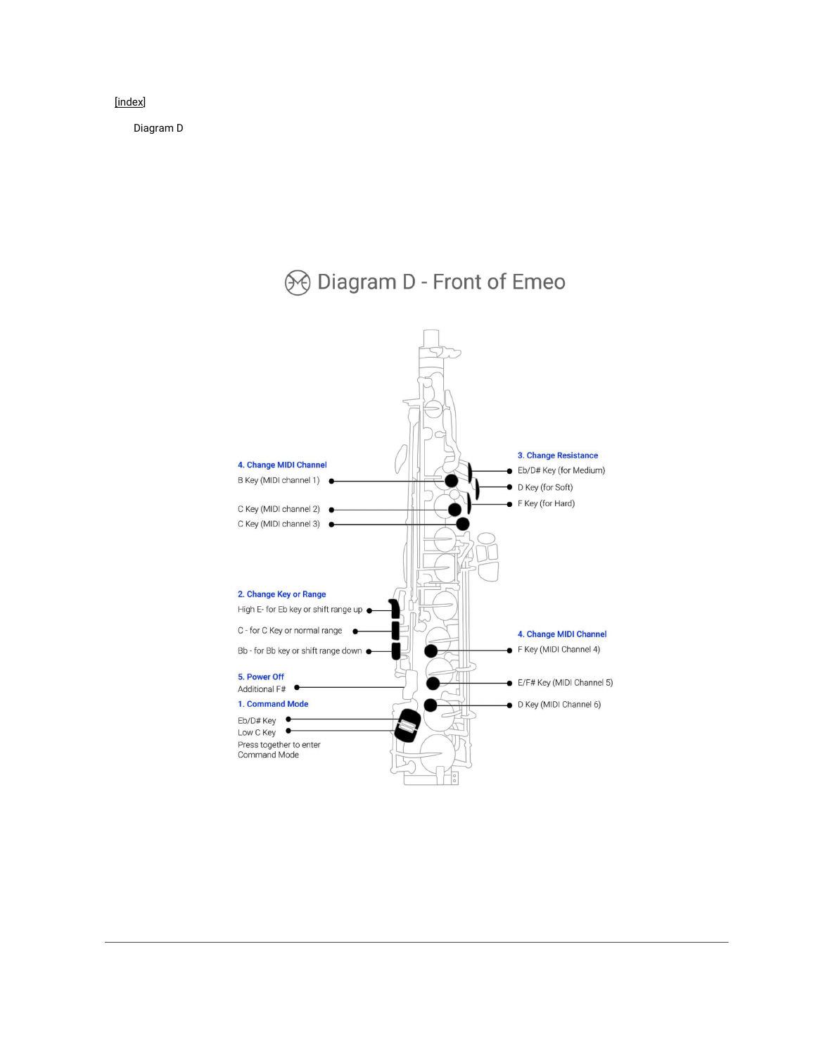[index]

Diagram D

# Diagram D - Front of Emeo

**4. Change MIDI Channel**

B Key (MIDI channel 1)

C Key (MIDI channel 2)

C Key (MIDI channel 3)

**3. Change Resistance**

Eb/D# Key (for Medium)

D Key (for Soft)

F Key (for Hard)

**2. Change Key or Range**

High E- for Eb key or shift range up

C - for C Key or normal range

Bb - for Bb key or shift range down

**4. Change MIDI Channel**

F Key (MIDI Channel 4)

E/F# Key (MIDI Channel 5)

D Key (MIDI Channel 6)

**5. Power Off**

Additional F#

**1. Command Mode**

Eb/D# Key

Low C Key

Press together to enter Command Mode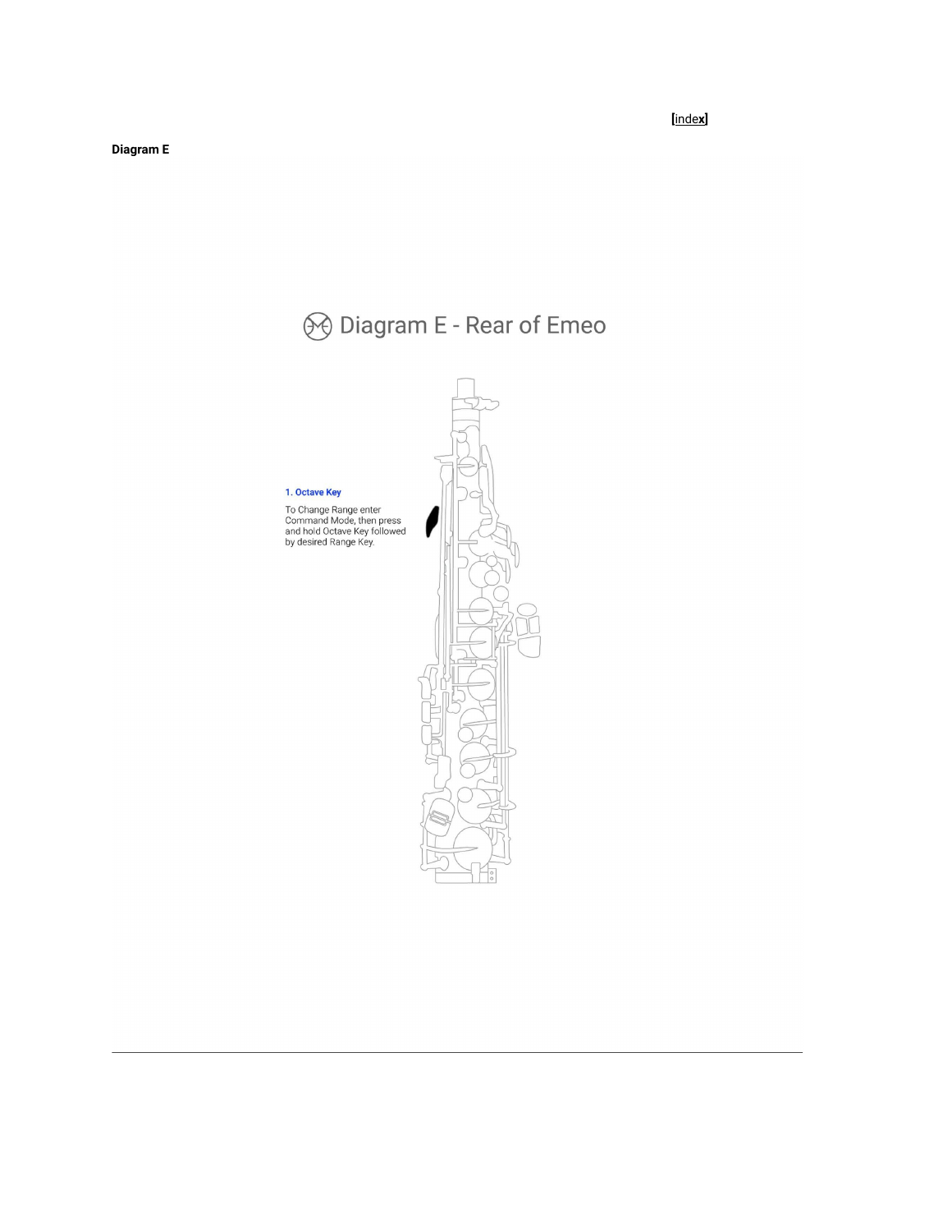[index]

**Diagram E**

Diagram E - Rear of Emeo

**1. Octave Key**

To Change Range enter Command Mode, then press and hold Octave Key followed by desired Range Key.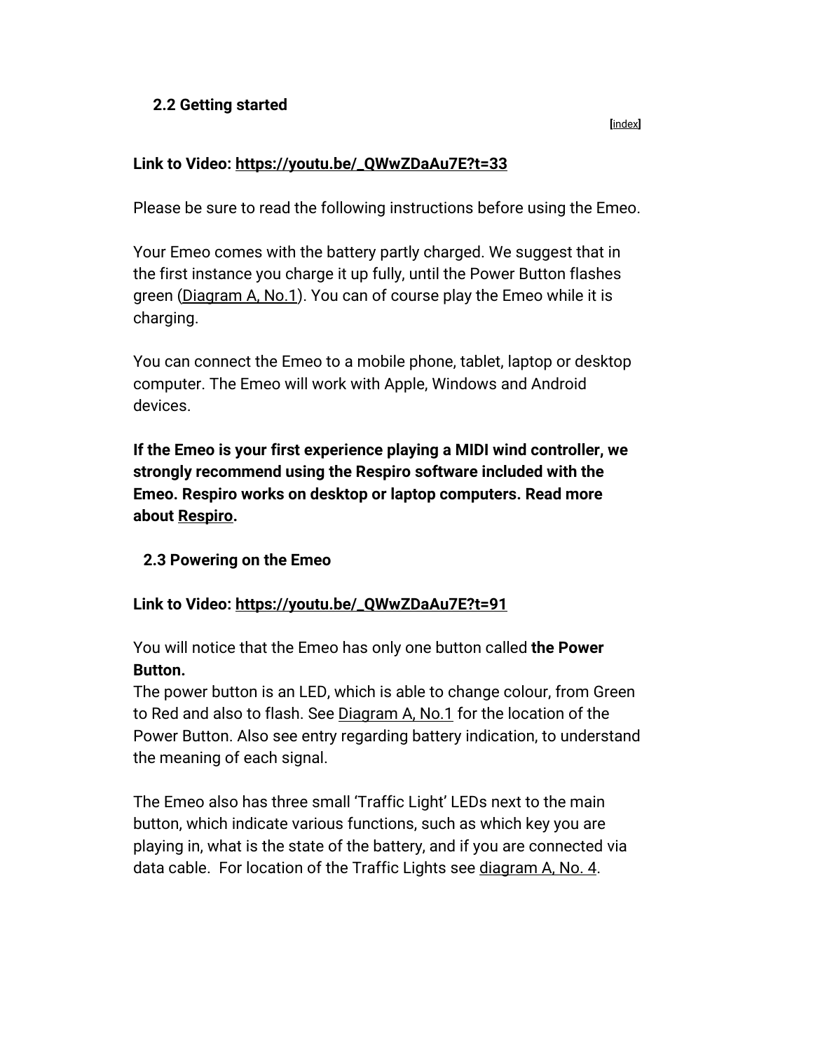## 2.2 Getting started

[index]

**Link to Video: https://youtu.be/_QWwZDaAu7E?t=33**

Please be sure to read the following instructions before using the Emeo.

Your Emeo comes with the battery partly charged. We suggest that in the first instance you charge it up fully, until the Power Button flashes green (Diagram A, No.1). You can of course play the Emeo while it is charging.

You can connect the Emeo to a mobile phone, tablet, laptop or desktop computer. The Emeo will work with Apple, Windows and Android devices.

**If the Emeo is your first experience playing a MIDI wind controller, we strongly recommend using the Respiro software included with the Emeo. Respiro works on desktop or laptop computers. Read more about Respiro.**

## 2.3 Powering on the Emeo

**Link to Video: https://youtu.be/_QWwZDaAu7E?t=91**

You will notice that the Emeo has only one button called **the Power Button.**
The power button is an LED, which is able to change colour, from Green to Red and also to flash. See Diagram A, No.1 for the location of the Power Button. Also see entry regarding battery indication, to understand the meaning of each signal.

The Emeo also has three small 'Traffic Light' LEDs next to the main button, which indicate various functions, such as which key you are playing in, what is the state of the battery, and if you are connected via data cable. For location of the Traffic Lights see diagram A, No. 4.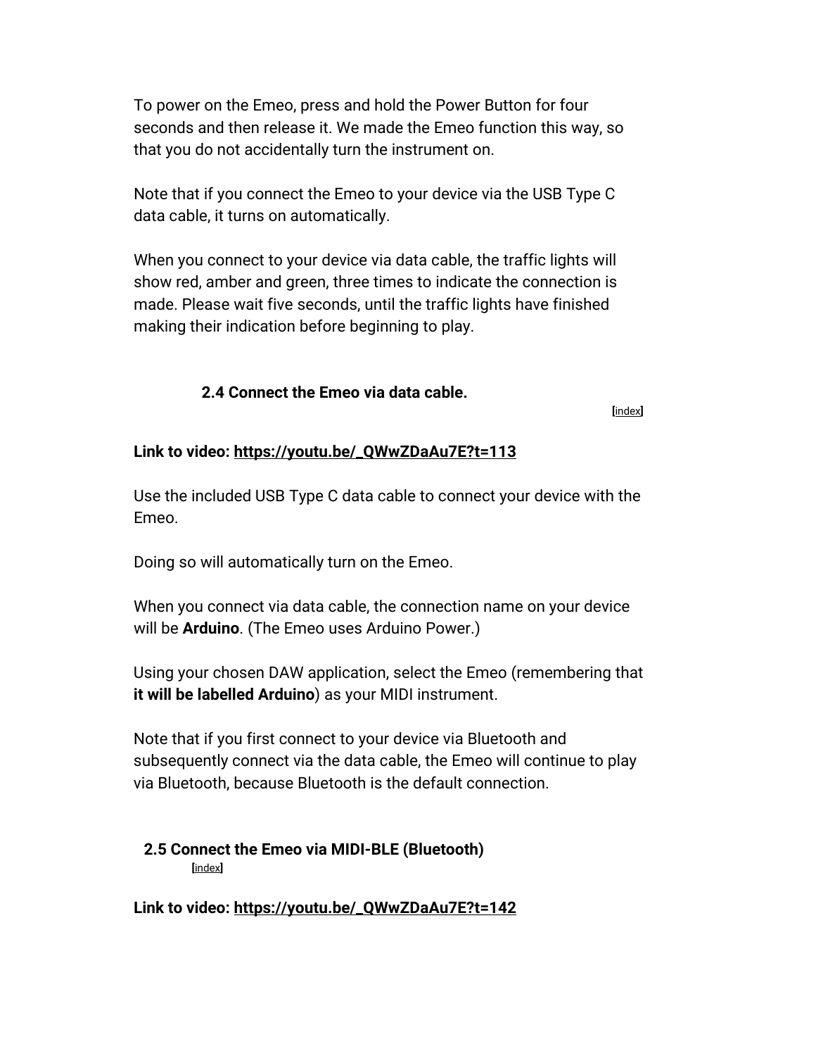To power on the Emeo, press and hold the Power Button for four seconds and then release it. We made the Emeo function this way, so that you do not accidentally turn the instrument on.

Note that if you connect the Emeo to your device via the USB Type C data cable, it turns on automatically.

When you connect to your device via data cable, the traffic lights will show red, amber and green, three times to indicate the connection is made. Please wait five seconds, until the traffic lights have finished making their indication before beginning to play.

### 2.4 Connect the Emeo via data cable.

[index]

**Link to video: https://youtu.be/_QWwZDaAu7E?t=113**

Use the included USB Type C data cable to connect your device with the Emeo.

Doing so will automatically turn on the Emeo.

When you connect via data cable, the connection name on your device will be **Arduino**. (The Emeo uses Arduino Power.)

Using your chosen DAW application, select the Emeo (remembering that **it will be labelled Arduino**) as your MIDI instrument.

Note that if you first connect to your device via Bluetooth and subsequently connect via the data cable, the Emeo will continue to play via Bluetooth, because Bluetooth is the default connection.

### 2.5 Connect the Emeo via MIDI-BLE (Bluetooth)

[index]

**Link to video: https://youtu.be/_QWwZDaAu7E?t=142**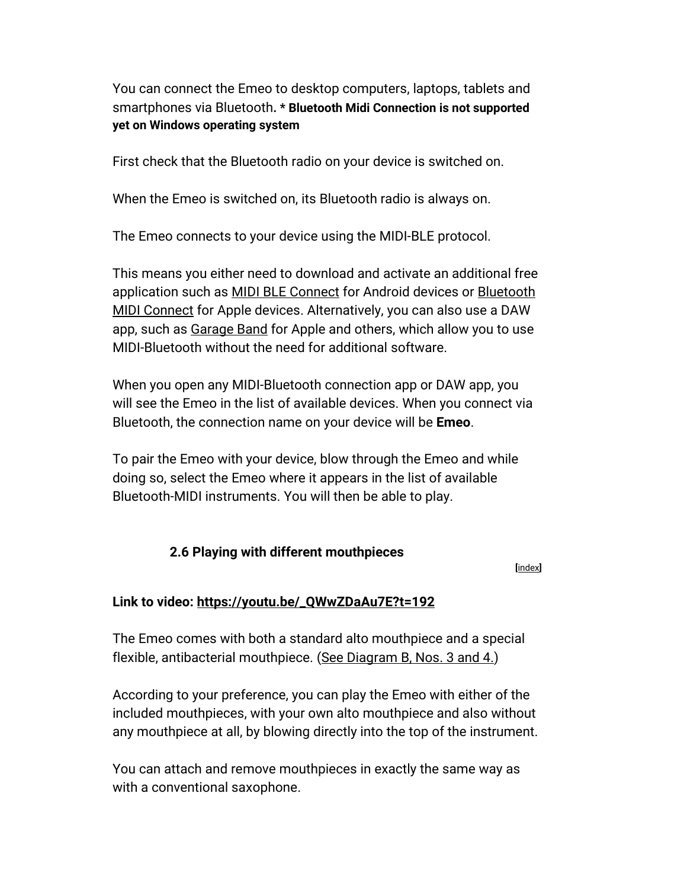You can connect the Emeo to desktop computers, laptops, tablets and smartphones via Bluetooth**. * Bluetooth Midi Connection is not supported yet on Windows operating system**

First check that the Bluetooth radio on your device is switched on.

When the Emeo is switched on, its Bluetooth radio is always on.

The Emeo connects to your device using the MIDI-BLE protocol.

This means you either need to download and activate an additional free application such as MIDI BLE Connect for Android devices or Bluetooth MIDI Connect for Apple devices. Alternatively, you can also use a DAW app, such as Garage Band for Apple and others, which allow you to use MIDI-Bluetooth without the need for additional software.

When you open any MIDI-Bluetooth connection app or DAW app, you will see the Emeo in the list of available devices. When you connect via Bluetooth, the connection name on your device will be **Emeo**.

To pair the Emeo with your device, blow through the Emeo and while doing so, select the Emeo where it appears in the list of available Bluetooth-MIDI instruments. You will then be able to play.

### 2.6 Playing with different mouthpieces

[index]

**Link to video: https://youtu.be/_QWwZDaAu7E?t=192**

The Emeo comes with both a standard alto mouthpiece and a special flexible, antibacterial mouthpiece. (See Diagram B, Nos. 3 and 4.)

According to your preference, you can play the Emeo with either of the included mouthpieces, with your own alto mouthpiece and also without any mouthpiece at all, by blowing directly into the top of the instrument.

You can attach and remove mouthpieces in exactly the same way as with a conventional saxophone.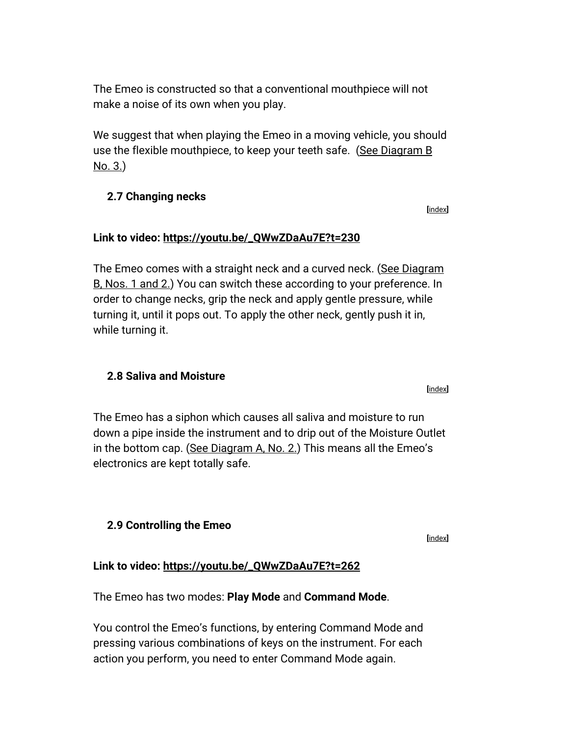The Emeo is constructed so that a conventional mouthpiece will not make a noise of its own when you play.

We suggest that when playing the Emeo in a moving vehicle, you should use the flexible mouthpiece, to keep your teeth safe. (See Diagram B No. 3.)

### 2.7 Changing necks

[index]

**Link to video: https://youtu.be/_QWwZDaAu7E?t=230**

The Emeo comes with a straight neck and a curved neck. (See Diagram B, Nos. 1 and 2.) You can switch these according to your preference. In order to change necks, grip the neck and apply gentle pressure, while turning it, until it pops out. To apply the other neck, gently push it in, while turning it.

### 2.8 Saliva and Moisture

[index]

The Emeo has a siphon which causes all saliva and moisture to run down a pipe inside the instrument and to drip out of the Moisture Outlet in the bottom cap. (See Diagram A, No. 2.) This means all the Emeo's electronics are kept totally safe.

### 2.9 Controlling the Emeo

[index]

**Link to video: https://youtu.be/_QWwZDaAu7E?t=262**

The Emeo has two modes: **Play Mode** and **Command Mode**.

You control the Emeo's functions, by entering Command Mode and pressing various combinations of keys on the instrument. For each action you perform, you need to enter Command Mode again.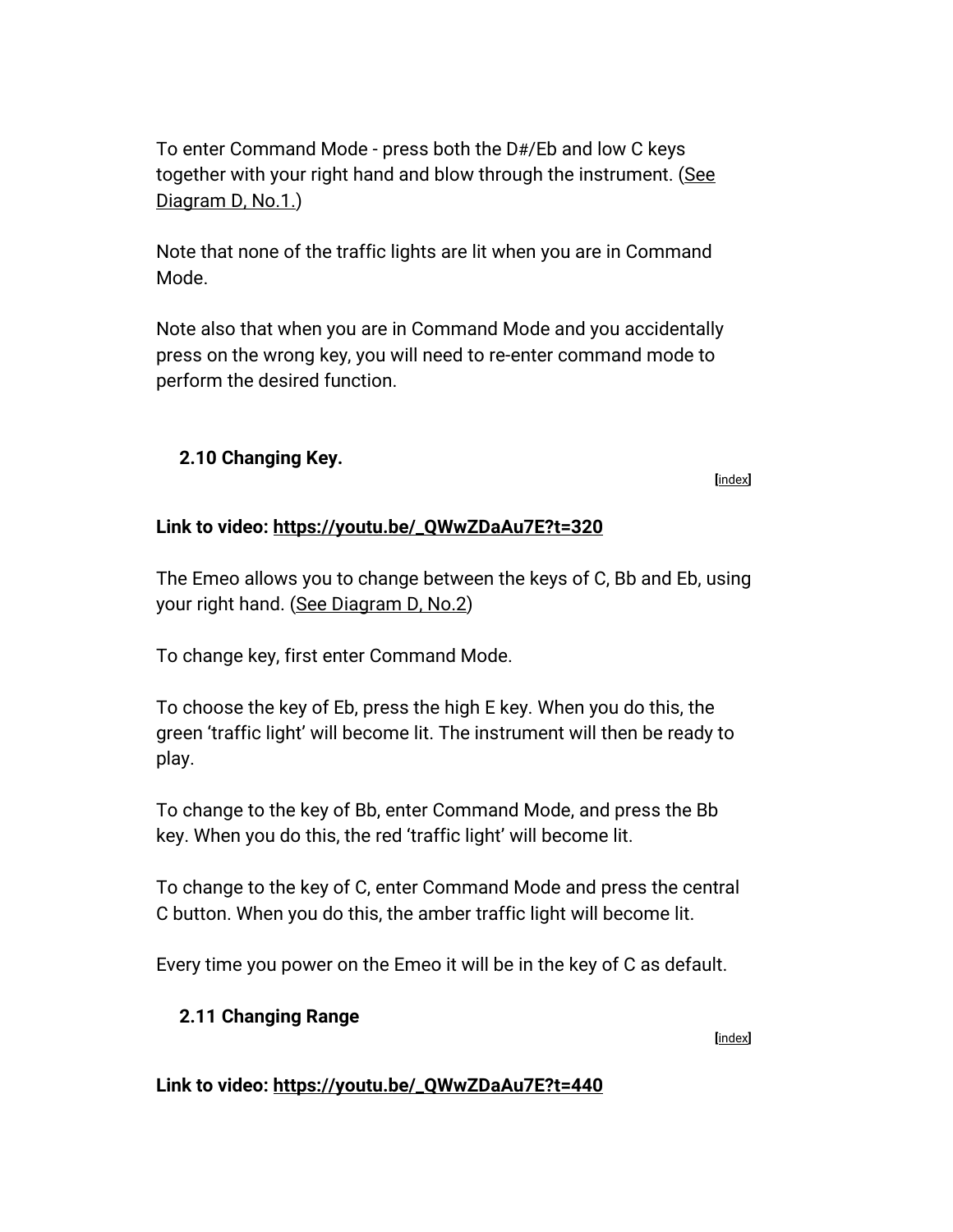To enter Command Mode - press both the D#/Eb and low C keys together with your right hand and blow through the instrument. (See Diagram D, No.1.)

Note that none of the traffic lights are lit when you are in Command Mode.

Note also that when you are in Command Mode and you accidentally press on the wrong key, you will need to re-enter command mode to perform the desired function.

### 2.10 Changing Key.

[index]

**Link to video: https://youtu.be/_QWwZDaAu7E?t=320**

The Emeo allows you to change between the keys of C, Bb and Eb, using your right hand. (See Diagram D, No.2)

To change key, first enter Command Mode.

To choose the key of Eb, press the high E key. When you do this, the green 'traffic light' will become lit. The instrument will then be ready to play.

To change to the key of Bb, enter Command Mode, and press the Bb key. When you do this, the red 'traffic light' will become lit.

To change to the key of C, enter Command Mode and press the central C button. When you do this, the amber traffic light will become lit.

Every time you power on the Emeo it will be in the key of C as default.

### 2.11 Changing Range

[index]

**Link to video: https://youtu.be/_QWwZDaAu7E?t=440**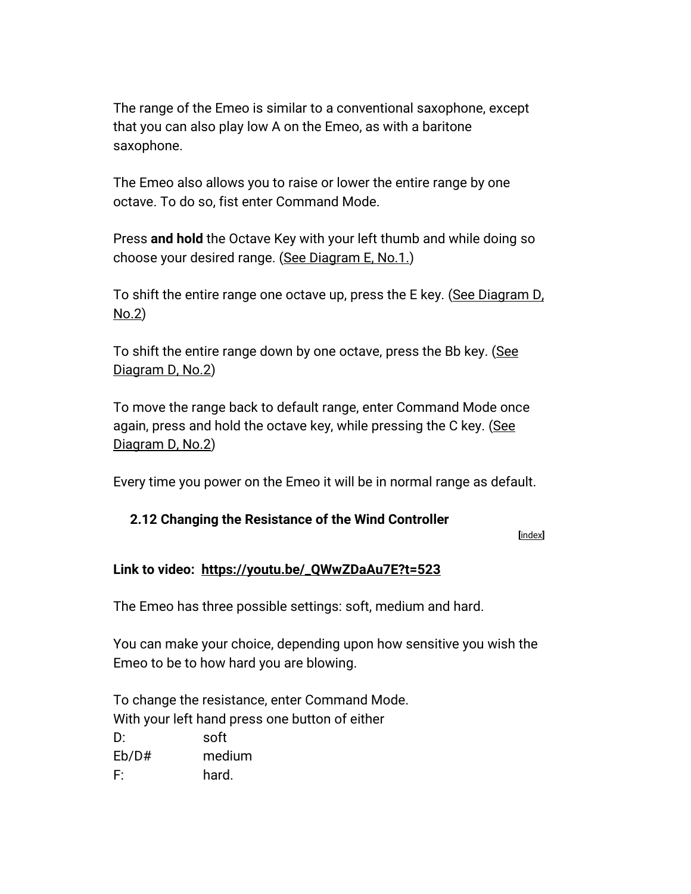The range of the Emeo is similar to a conventional saxophone, except that you can also play low A on the Emeo, as with a baritone saxophone.

The Emeo also allows you to raise or lower the entire range by one octave. To do so, fist enter Command Mode.

Press **and hold** the Octave Key with your left thumb and while doing so choose your desired range. (See Diagram E, No.1.)

To shift the entire range one octave up, press the E key. (See Diagram D, No.2)

To shift the entire range down by one octave, press the Bb key. (See Diagram D, No.2)

To move the range back to default range, enter Command Mode once again, press and hold the octave key, while pressing the C key. (See Diagram D, No.2)

Every time you power on the Emeo it will be in normal range as default.

### 2.12 Changing the Resistance of the Wind Controller

[index]

**Link to video: https://youtu.be/_QWwZDaAu7E?t=523**

The Emeo has three possible settings: soft, medium and hard.

You can make your choice, depending upon how sensitive you wish the Emeo to be to how hard you are blowing.

To change the resistance, enter Command Mode.
With your left hand press one button of either

| | |
|---|---|
| D: | soft |
| Eb/D# | medium |
| F: | hard. |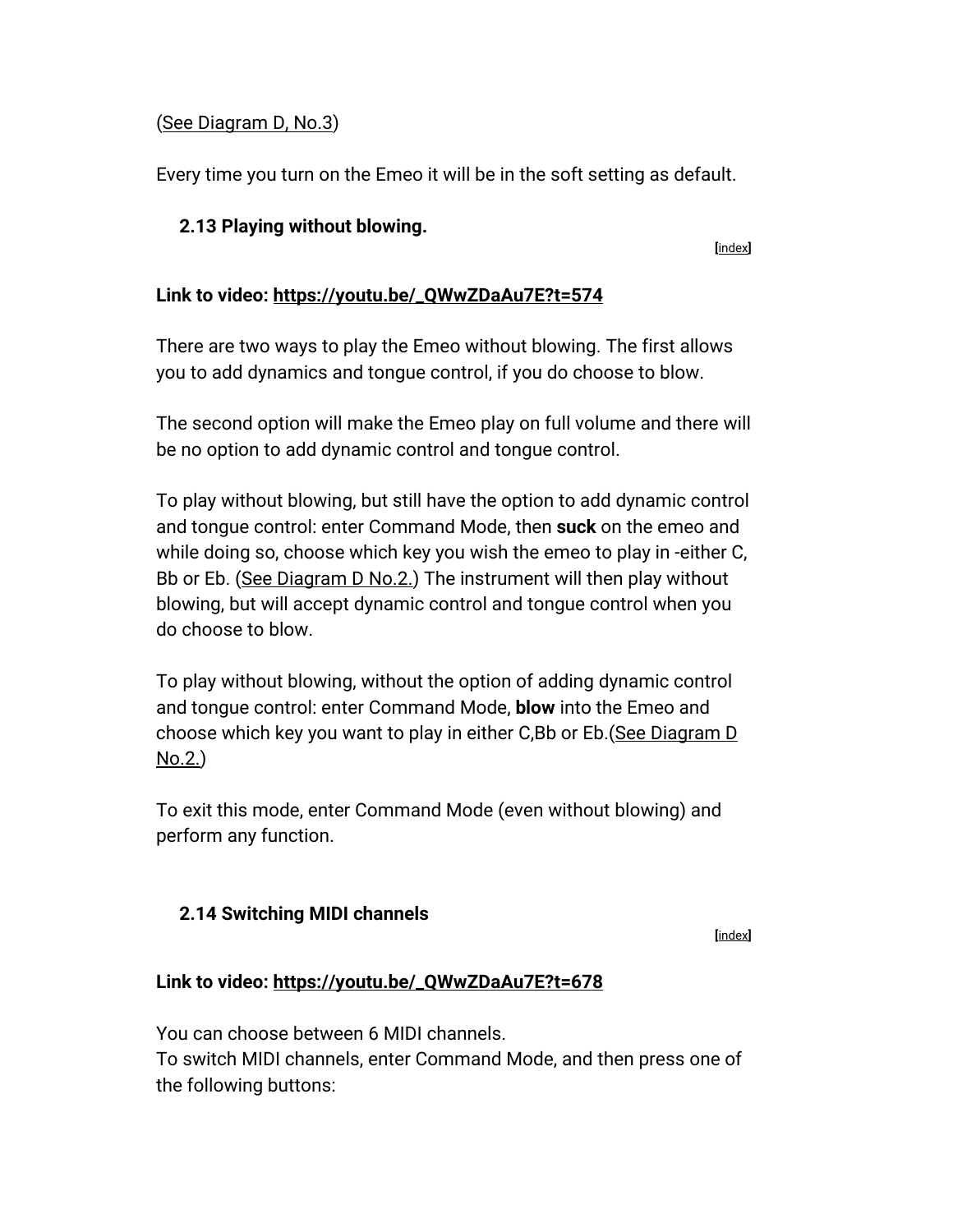(See Diagram D, No.3)

Every time you turn on the Emeo it will be in the soft setting as default.

### 2.13 Playing without blowing.

[index]

**Link to video: https://youtu.be/_QWwZDaAu7E?t=574**

There are two ways to play the Emeo without blowing. The first allows you to add dynamics and tongue control, if you do choose to blow.

The second option will make the Emeo play on full volume and there will be no option to add dynamic control and tongue control.

To play without blowing, but still have the option to add dynamic control and tongue control: enter Command Mode, then **suck** on the emeo and while doing so, choose which key you wish the emeo to play in -either C, Bb or Eb. (See Diagram D No.2.) The instrument will then play without blowing, but will accept dynamic control and tongue control when you do choose to blow.

To play without blowing, without the option of adding dynamic control and tongue control: enter Command Mode, **blow** into the Emeo and choose which key you want to play in either C,Bb or Eb.(See Diagram D No.2.)

To exit this mode, enter Command Mode (even without blowing) and perform any function.

### 2.14 Switching MIDI channels

[index]

**Link to video: https://youtu.be/_QWwZDaAu7E?t=678**

You can choose between 6 MIDI channels.
To switch MIDI channels, enter Command Mode, and then press one of the following buttons: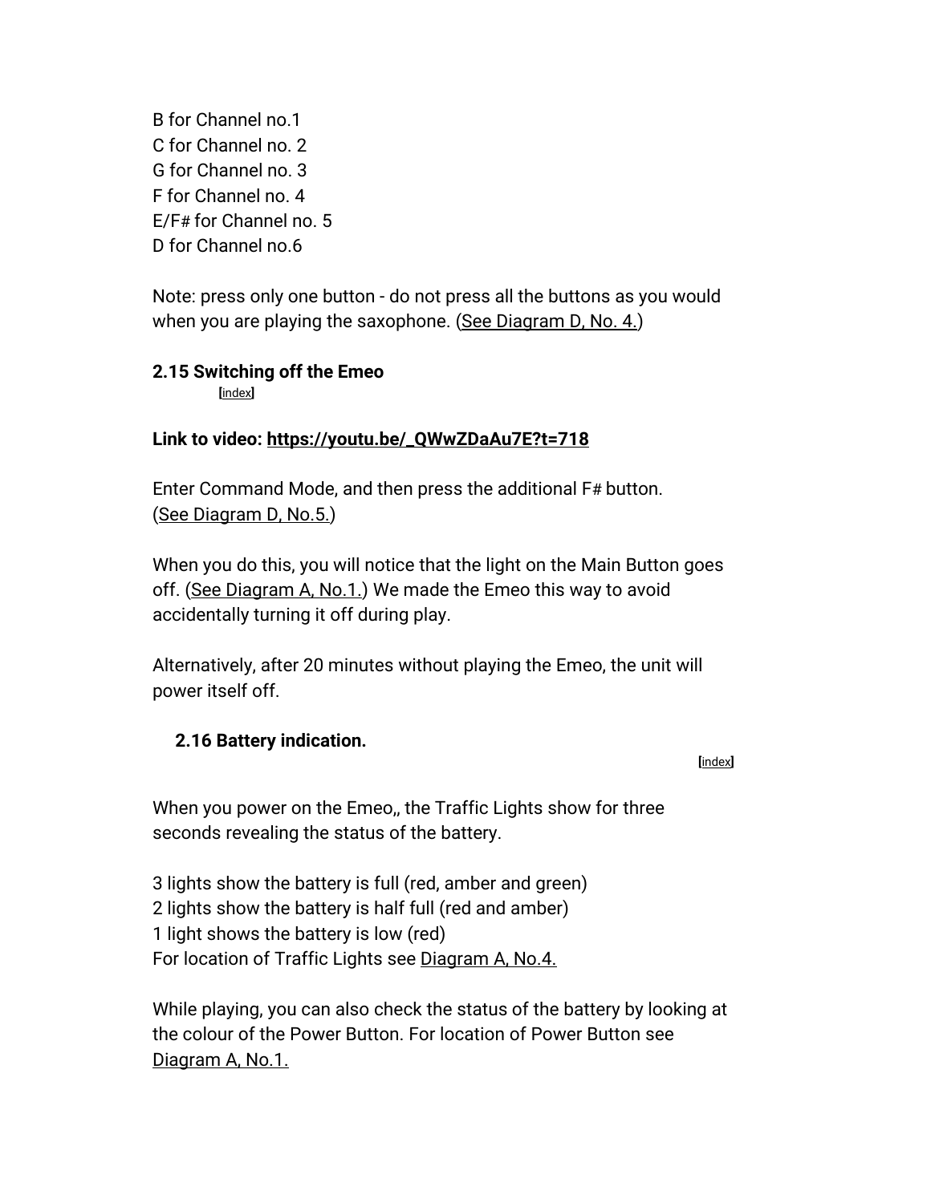B for Channel no.1
C for Channel no. 2
G for Channel no. 3
F for Channel no. 4
E/F# for Channel no. 5
D for Channel no.6

Note: press only one button - do not press all the buttons as you would when you are playing the saxophone. (See Diagram D, No. 4.)

### 2.15 Switching off the Emeo

[index]

**Link to video: https://youtu.be/_QWwZDaAu7E?t=718**

Enter Command Mode, and then press the additional F# button. (See Diagram D, No.5.)

When you do this, you will notice that the light on the Main Button goes off. (See Diagram A, No.1.) We made the Emeo this way to avoid accidentally turning it off during play.

Alternatively, after 20 minutes without playing the Emeo, the unit will power itself off.

### 2.16 Battery indication.

[index]

When you power on the Emeo,, the Traffic Lights show for three seconds revealing the status of the battery.

3 lights show the battery is full (red, amber and green)
2 lights show the battery is half full (red and amber)
1 light shows the battery is low (red)
For location of Traffic Lights see Diagram A, No.4.

While playing, you can also check the status of the battery by looking at the colour of the Power Button. For location of Power Button see Diagram A, No.1.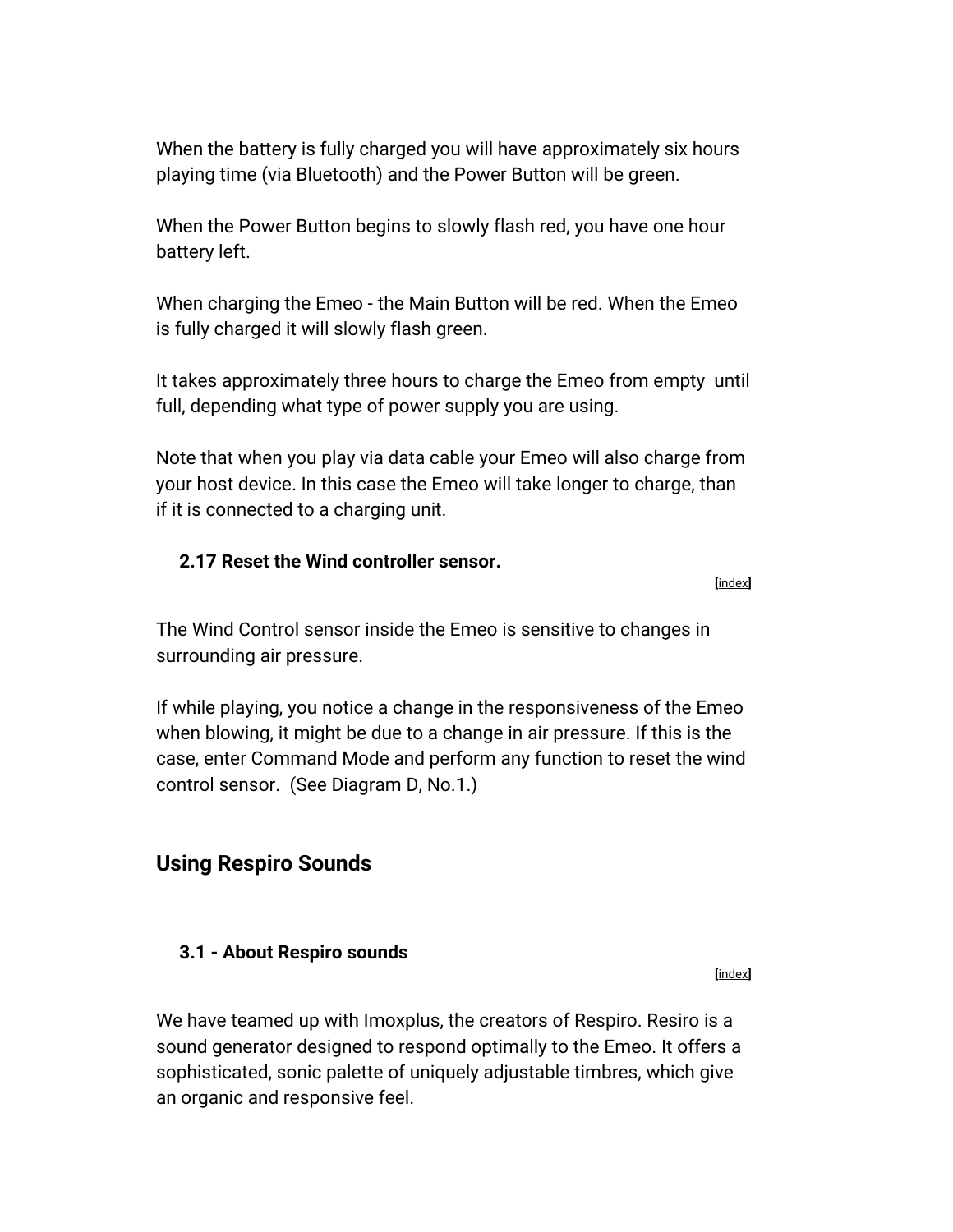When the battery is fully charged you will have approximately six hours playing time (via Bluetooth) and the Power Button will be green.

When the Power Button begins to slowly flash red, you have one hour battery left.

When charging the Emeo - the Main Button will be red. When the Emeo is fully charged it will slowly flash green.

It takes approximately three hours to charge the Emeo from empty until full, depending what type of power supply you are using.

Note that when you play via data cable your Emeo will also charge from your host device. In this case the Emeo will take longer to charge, than if it is connected to a charging unit.

### 2.17 Reset the Wind controller sensor.

[index]

The Wind Control sensor inside the Emeo is sensitive to changes in surrounding air pressure.

If while playing, you notice a change in the responsiveness of the Emeo when blowing, it might be due to a change in air pressure. If this is the case, enter Command Mode and perform any function to reset the wind control sensor. (See Diagram D, No.1.)

## Using Respiro Sounds

### 3.1 - About Respiro sounds

[index]

We have teamed up with Imoxplus, the creators of Respiro. Resiro is a sound generator designed to respond optimally to the Emeo. It offers a sophisticated, sonic palette of uniquely adjustable timbres, which give an organic and responsive feel.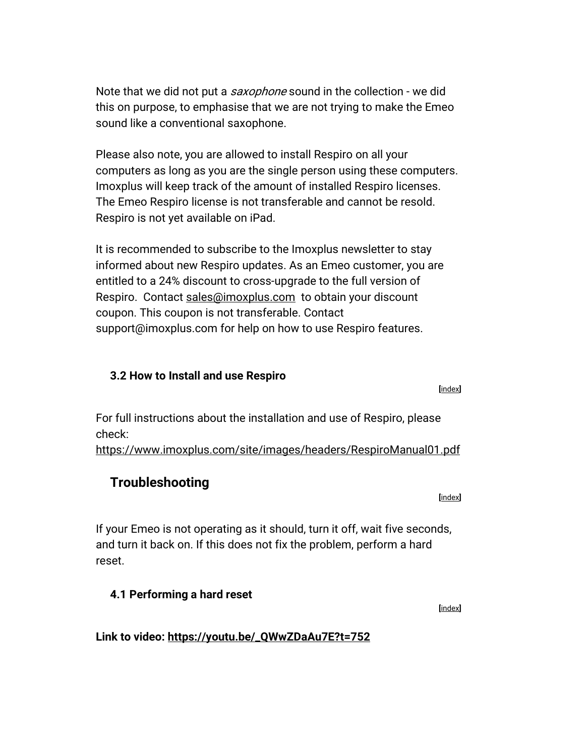Note that we did not put a *saxophone* sound in the collection - we did this on purpose, to emphasise that we are not trying to make the Emeo sound like a conventional saxophone.

Please also note, you are allowed to install Respiro on all your computers as long as you are the single person using these computers. Imoxplus will keep track of the amount of installed Respiro licenses. The Emeo Respiro license is not transferable and cannot be resold. Respiro is not yet available on iPad.

It is recommended to subscribe to the Imoxplus newsletter to stay informed about new Respiro updates. As an Emeo customer, you are entitled to a 24% discount to cross-upgrade to the full version of Respiro. Contact sales@imoxplus.com to obtain your discount coupon. This coupon is not transferable. Contact support@imoxplus.com for help on how to use Respiro features.

### 3.2 How to Install and use Respiro

[index]

For full instructions about the installation and use of Respiro, please check:
https://www.imoxplus.com/site/images/headers/RespiroManual01.pdf

## Troubleshooting

[index]

If your Emeo is not operating as it should, turn it off, wait five seconds, and turn it back on. If this does not fix the problem, perform a hard reset.

### 4.1 Performing a hard reset

[index]

**Link to video: https://youtu.be/_QWwZDaAu7E?t=752**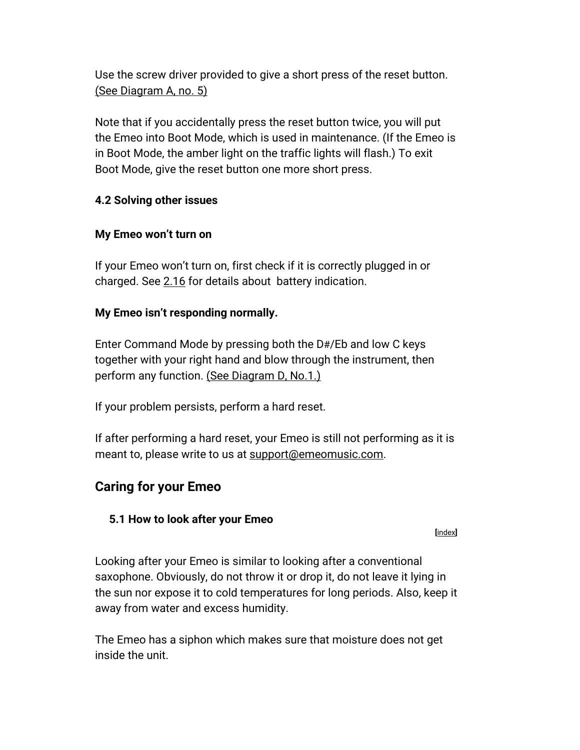Use the screw driver provided to give a short press of the reset button. (See Diagram A, no. 5)

Note that if you accidentally press the reset button twice, you will put the Emeo into Boot Mode, which is used in maintenance. (If the Emeo is in Boot Mode, the amber light on the traffic lights will flash.) To exit Boot Mode, give the reset button one more short press.

### 4.2 Solving other issues

**My Emeo won't turn on**

If your Emeo won't turn on, first check if it is correctly plugged in or charged. See 2.16 for details about  battery indication.

**My Emeo isn't responding normally.**

Enter Command Mode by pressing both the D#/Eb and low C keys together with your right hand and blow through the instrument, then perform any function. (See Diagram D, No.1.)

If your problem persists, perform a hard reset.

If after performing a hard reset, your Emeo is still not performing as it is meant to, please write to us at support@emeomusic.com.

## Caring for your Emeo

### 5.1 How to look after your Emeo

[index]

Looking after your Emeo is similar to looking after a conventional saxophone. Obviously, do not throw it or drop it, do not leave it lying in the sun nor expose it to cold temperatures for long periods. Also, keep it away from water and excess humidity.

The Emeo has a siphon which makes sure that moisture does not get inside the unit.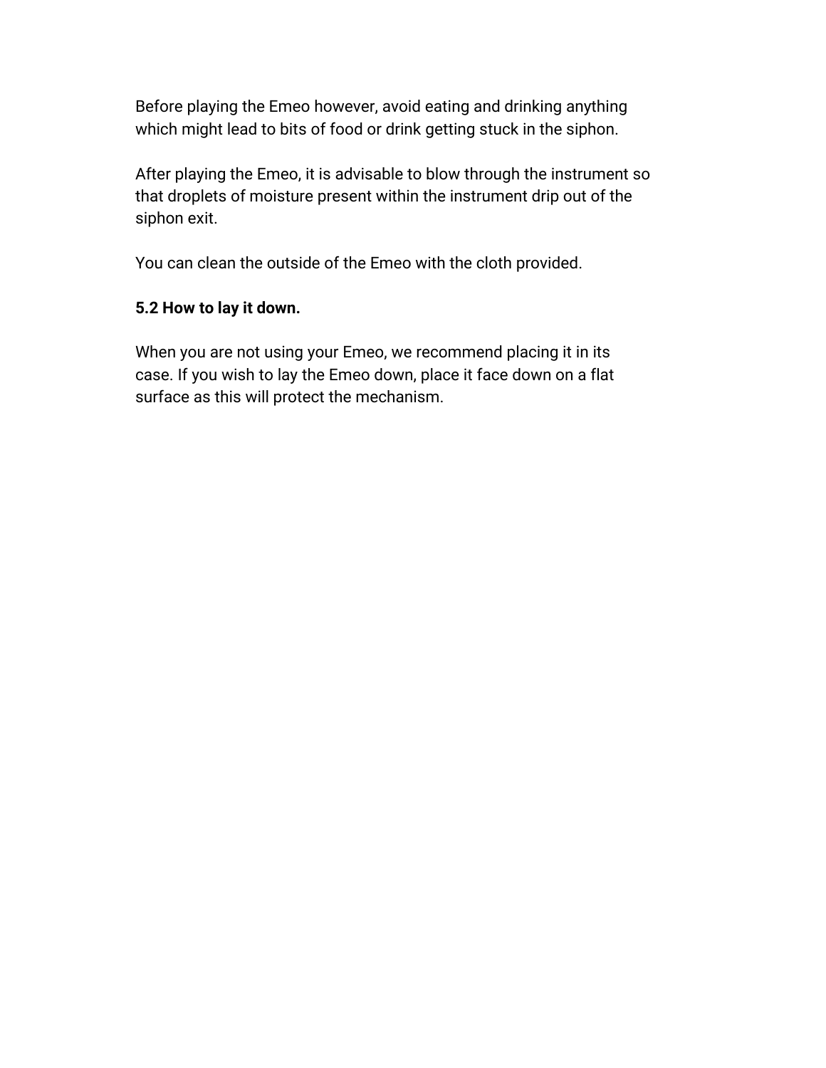Before playing the Emeo however, avoid eating and drinking anything which might lead to bits of food or drink getting stuck in the siphon.

After playing the Emeo, it is advisable to blow through the instrument so that droplets of moisture present within the instrument drip out of the siphon exit.

You can clean the outside of the Emeo with the cloth provided.

### 5.2 How to lay it down.

When you are not using your Emeo, we recommend placing it in its case. If you wish to lay the Emeo down, place it face down on a flat surface as this will protect the mechanism.